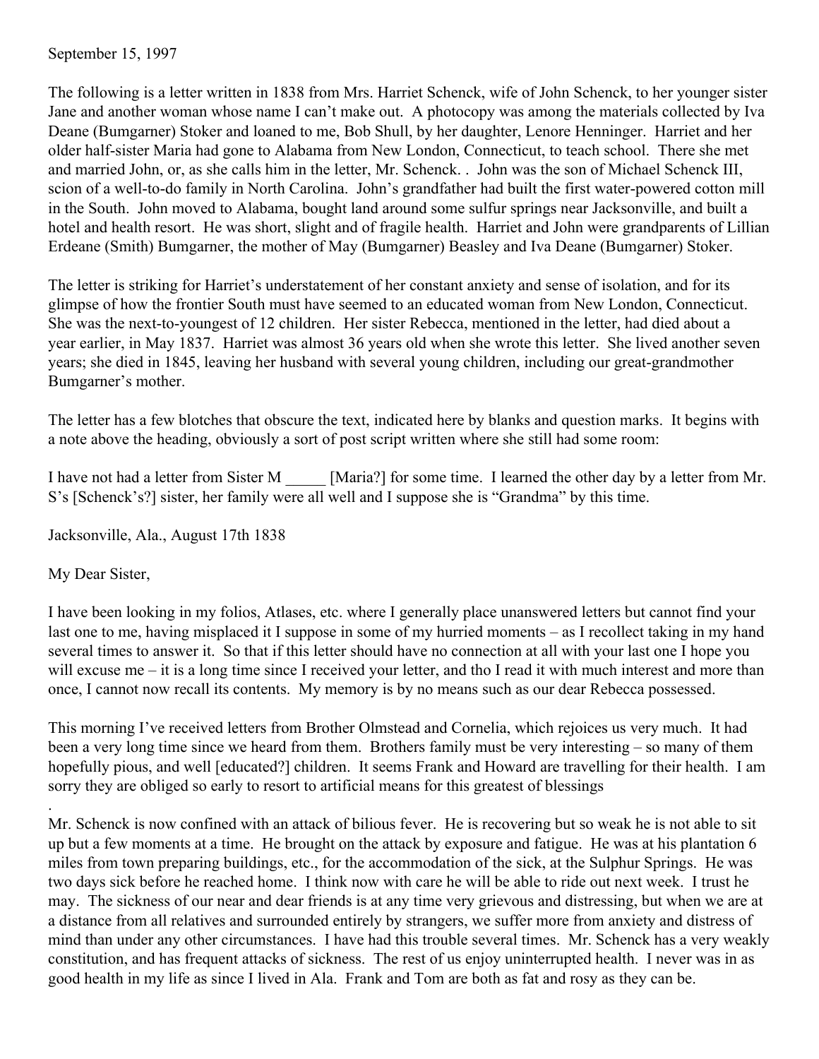September 15, 1997

The following is a letter written in 1838 from Mrs. Harriet Schenck, wife of John Schenck, to her younger sister Jane and another woman whose name I can't make out. A photocopy was among the materials collected by Iva Deane (Bumgarner) Stoker and loaned to me, Bob Shull, by her daughter, Lenore Henninger. Harriet and her older half-sister Maria had gone to Alabama from New London, Connecticut, to teach school. There she met and married John, or, as she calls him in the letter, Mr. Schenck. . John was the son of Michael Schenck III, scion of a well-to-do family in North Carolina. John's grandfather had built the first water-powered cotton mill in the South. John moved to Alabama, bought land around some sulfur springs near Jacksonville, and built a hotel and health resort. He was short, slight and of fragile health. Harriet and John were grandparents of Lillian Erdeane (Smith) Bumgarner, the mother of May (Bumgarner) Beasley and Iva Deane (Bumgarner) Stoker.

The letter is striking for Harriet's understatement of her constant anxiety and sense of isolation, and for its glimpse of how the frontier South must have seemed to an educated woman from New London, Connecticut. She was the next-to-youngest of 12 children. Her sister Rebecca, mentioned in the letter, had died about a year earlier, in May 1837. Harriet was almost 36 years old when she wrote this letter. She lived another seven years; she died in 1845, leaving her husband with several young children, including our great-grandmother Bumgarner's mother.

The letter has a few blotches that obscure the text, indicated here by blanks and question marks. It begins with a note above the heading, obviously a sort of post script written where she still had some room:

I have not had a letter from Sister M _____ [Maria?] for some time. I learned the other day by a letter from Mr. S's [Schenck's?] sister, her family were all well and I suppose she is "Grandma" by this time.

Jacksonville, Ala., August 17th 1838

My Dear Sister,

I have been looking in my folios, Atlases, etc. where I generally place unanswered letters but cannot find your last one to me, having misplaced it I suppose in some of my hurried moments – as I recollect taking in my hand several times to answer it. So that if this letter should have no connection at all with your last one I hope you will excuse me – it is a long time since I received your letter, and tho I read it with much interest and more than once, I cannot now recall its contents. My memory is by no means such as our dear Rebecca possessed.

This morning I've received letters from Brother Olmstead and Cornelia, which rejoices us very much. It had been a very long time since we heard from them. Brothers family must be very interesting – so many of them hopefully pious, and well [educated?] children. It seems Frank and Howard are travelling for their health. I am sorry they are obliged so early to resort to artificial means for this greatest of blessings.

Mr. Schenck is now confined with an attack of bilious fever. He is recovering but so weak he is not able to sit up but a few moments at a time. He brought on the attack by exposure and fatigue. He was at his plantation 6 miles from town preparing buildings, etc., for the accommodation of the sick, at the Sulphur Springs. He was two days sick before he reached home. I think now with care he will be able to ride out next week. I trust he may. The sickness of our near and dear friends is at any time very grievous and distressing, but when we are at a distance from all relatives and surrounded entirely by strangers, we suffer more from anxiety and distress of mind than under any other circumstances. I have had this trouble several times. Mr. Schenck has a very weakly constitution, and has frequent attacks of sickness. The rest of us enjoy uninterrupted health. I never was in as good health in my life as since I lived in Ala. Frank and Tom are both as fat and rosy as they can be.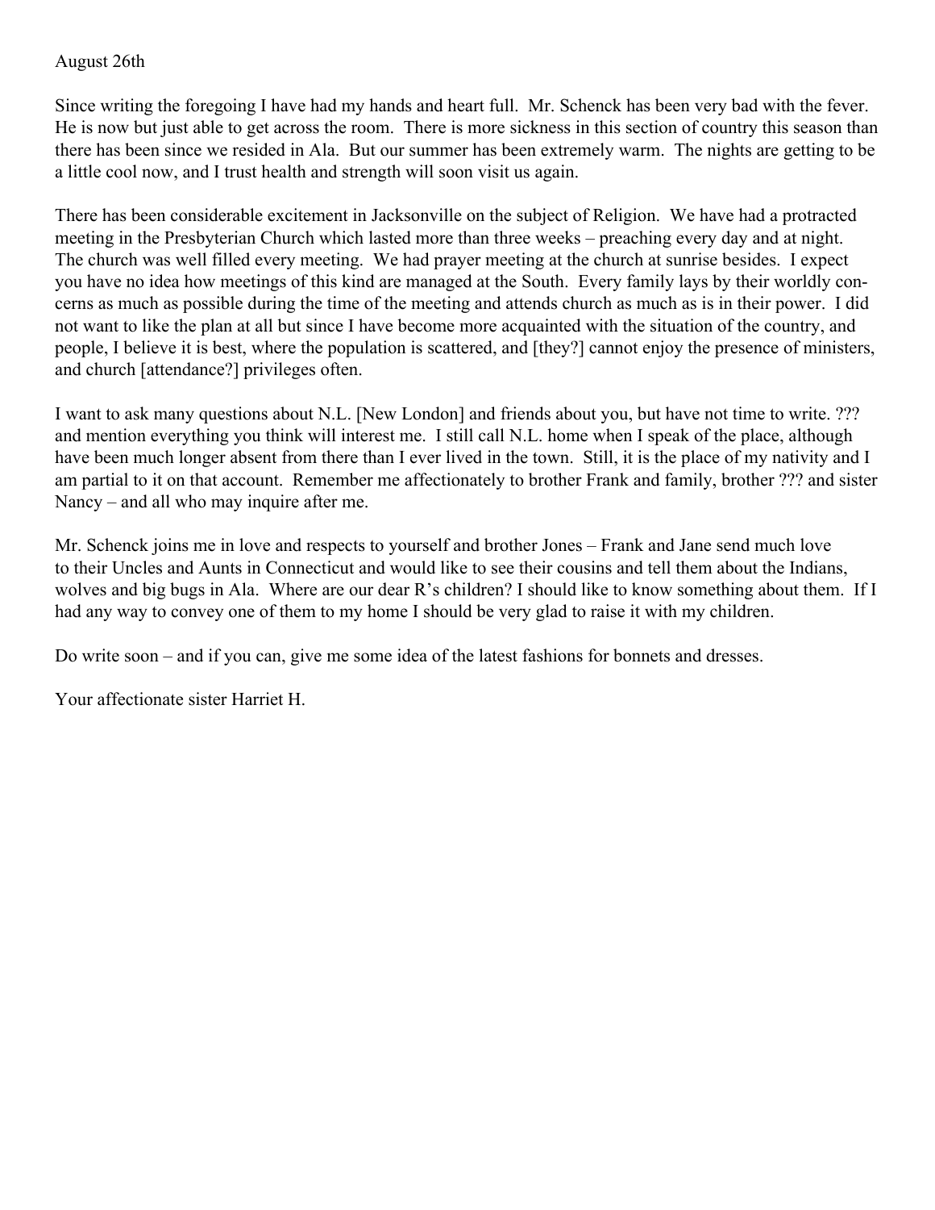August 26th

Since writing the foregoing I have had my hands and heart full. Mr. Schenck has been very bad with the fever. He is now but just able to get across the room. There is more sickness in this section of country this season than there has been since we resided in Ala. But our summer has been extremely warm. The nights are getting to be a little cool now, and I trust health and strength will soon visit us again.

There has been considerable excitement in Jacksonville on the subject of Religion. We have had a protracted meeting in the Presbyterian Church which lasted more than three weeks – preaching every day and at night. The church was well filled every meeting. We had prayer meeting at the church at sunrise besides. I expect you have no idea how meetings of this kind are managed at the South. Every family lays by their worldly concerns as much as possible during the time of the meeting and attends church as much as is in their power. I did not want to like the plan at all but since I have become more acquainted with the situation of the country, and people, I believe it is best, where the population is scattered, and [they?] cannot enjoy the presence of ministers, and church [attendance?] privileges often.

I want to ask many questions about N.L. [New London] and friends about you, but have not time to write. ??? and mention everything you think will interest me. I still call N.L. home when I speak of the place, although have been much longer absent from there than I ever lived in the town. Still, it is the place of my nativity and I am partial to it on that account. Remember me affectionately to brother Frank and family, brother ??? and sister Nancy – and all who may inquire after me.

Mr. Schenck joins me in love and respects to yourself and brother Jones – Frank and Jane send much love to their Uncles and Aunts in Connecticut and would like to see their cousins and tell them about the Indians, wolves and big bugs in Ala. Where are our dear R's children? I should like to know something about them. If I had any way to convey one of them to my home I should be very glad to raise it with my children.

Do write soon – and if you can, give me some idea of the latest fashions for bonnets and dresses.

Your affectionate sister Harriet H.